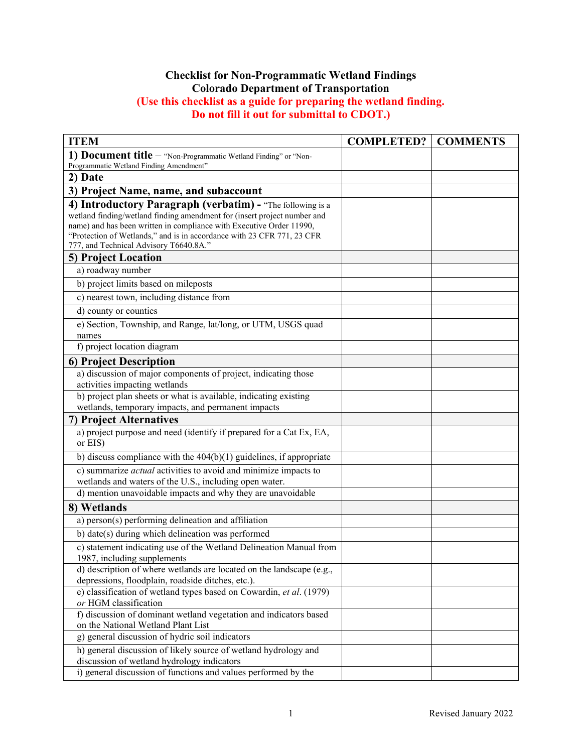**Checklist for Non-Programmatic Wetland Findings**
**Colorado Department of Transportation**
**(Use this checklist as a guide for preparing the wetland finding.**
**Do not fill it out for submittal to CDOT.)**

| ITEM | COMPLETED? | COMMENTS |
|---|---|---|
| **1) Document title** – "Non-Programmatic Wetland Finding" or "Non-Programmatic Wetland Finding Amendment" | | |
| **2) Date** | | |
| **3) Project Name, name, and subaccount** | | |
| **4) Introductory Paragraph (verbatim) -** "The following is a wetland finding/wetland finding amendment for (insert project number and name) and has been written in compliance with Executive Order 11990, "Protection of Wetlands," and is in accordance with 23 CFR 771, 23 CFR 777, and Technical Advisory T6640.8A." | | |
| **5) Project Location** | | |
| a) roadway number | | |
| b) project limits based on mileposts | | |
| c) nearest town, including distance from | | |
| d) county or counties | | |
| e) Section, Township, and Range, lat/long, or UTM, USGS quad names | | |
| f) project location diagram | | |
| **6) Project Description** | | |
| a) discussion of major components of project, indicating those activities impacting wetlands | | |
| b) project plan sheets or what is available, indicating existing wetlands, temporary impacts, and permanent impacts | | |
| **7) Project Alternatives** | | |
| a) project purpose and need (identify if prepared for a Cat Ex, EA, or EIS) | | |
| b) discuss compliance with the 404(b)(1) guidelines, if appropriate | | |
| c) summarize *actual* activities to avoid and minimize impacts to wetlands and waters of the U.S., including open water. | | |
| d) mention unavoidable impacts and why they are unavoidable | | |
| **8) Wetlands** | | |
| a) person(s) performing delineation and affiliation | | |
| b) date(s) during which delineation was performed | | |
| c) statement indicating use of the Wetland Delineation Manual from 1987, including supplements | | |
| d) description of where wetlands are located on the landscape (e.g., depressions, floodplain, roadside ditches, etc.). | | |
| e) classification of wetland types based on Cowardin, *et al*. (1979) *or* HGM classification | | |
| f) discussion of dominant wetland vegetation and indicators based on the National Wetland Plant List | | |
| g) general discussion of hydric soil indicators | | |
| h) general discussion of likely source of wetland hydrology and discussion of wetland hydrology indicators | | |
| i) general discussion of functions and values performed by the | | |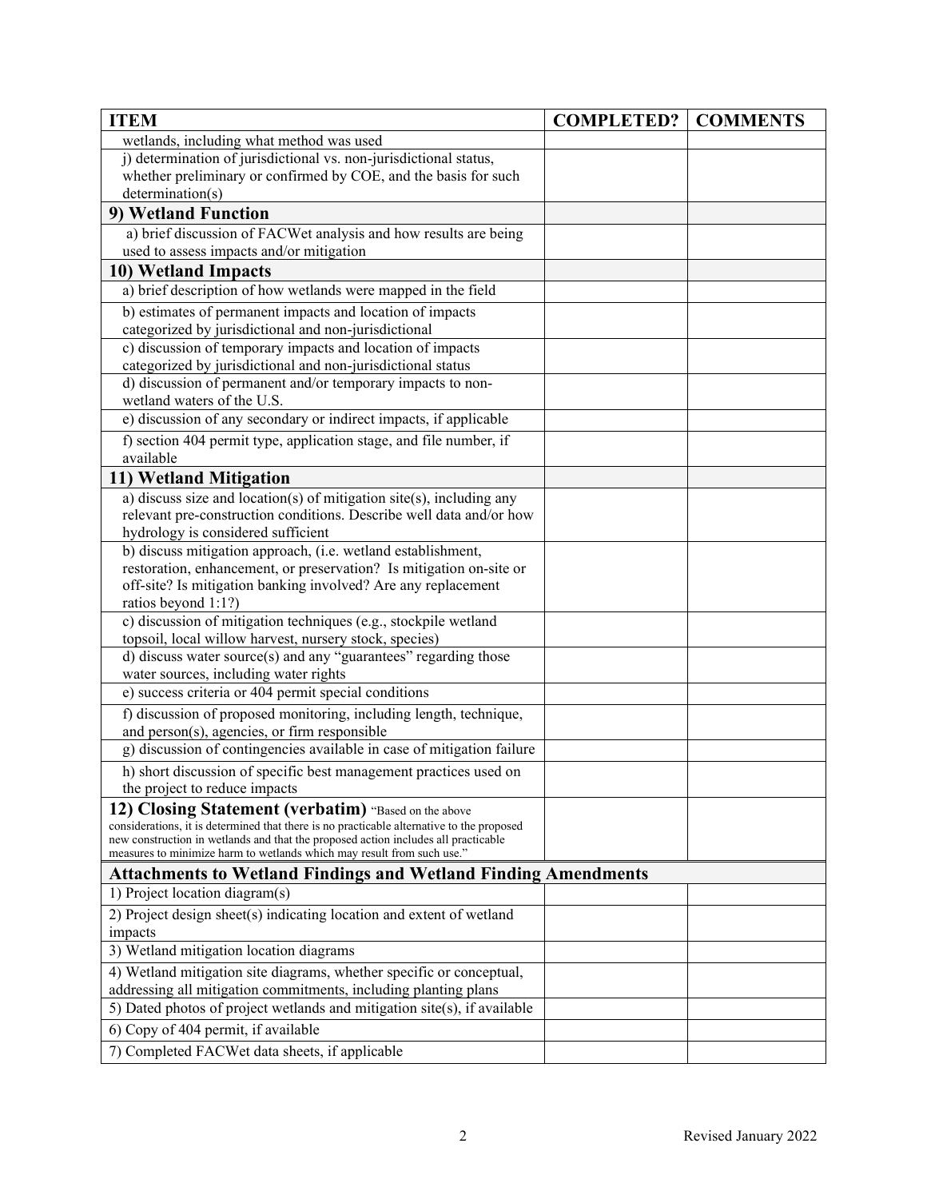| ITEM | COMPLETED? | COMMENTS |
|---|---|---|
| wetlands, including what method was used | | |
| j) determination of jurisdictional vs. non-jurisdictional status, whether preliminary or confirmed by COE, and the basis for such determination(s) | | |
| **9) Wetland Function** | | |
| a) brief discussion of FACWet analysis and how results are being used to assess impacts and/or mitigation | | |
| **10) Wetland Impacts** | | |
| a) brief description of how wetlands were mapped in the field | | |
| b) estimates of permanent impacts and location of impacts categorized by jurisdictional and non-jurisdictional | | |
| c) discussion of temporary impacts and location of impacts categorized by jurisdictional and non-jurisdictional status | | |
| d) discussion of permanent and/or temporary impacts to non-wetland waters of the U.S. | | |
| e) discussion of any secondary or indirect impacts, if applicable | | |
| f) section 404 permit type, application stage, and file number, if available | | |
| **11) Wetland Mitigation** | | |
| a) discuss size and location(s) of mitigation site(s), including any relevant pre-construction conditions. Describe well data and/or how hydrology is considered sufficient | | |
| b) discuss mitigation approach, (i.e. wetland establishment, restoration, enhancement, or preservation? Is mitigation on-site or off-site? Is mitigation banking involved? Are any replacement ratios beyond 1:1?) | | |
| c) discussion of mitigation techniques (e.g., stockpile wetland topsoil, local willow harvest, nursery stock, species) | | |
| d) discuss water source(s) and any "guarantees" regarding those water sources, including water rights | | |
| e) success criteria or 404 permit special conditions | | |
| f) discussion of proposed monitoring, including length, technique, and person(s), agencies, or firm responsible | | |
| g) discussion of contingencies available in case of mitigation failure | | |
| h) short discussion of specific best management practices used on the project to reduce impacts | | |
| **12) Closing Statement (verbatim)** "Based on the above considerations, it is determined that there is no practicable alternative to the proposed new construction in wetlands and that the proposed action includes all practicable measures to minimize harm to wetlands which may result from such use." | | |
| **Attachments to Wetland Findings and Wetland Finding Amendments** | | |
| 1) Project location diagram(s) | | |
| 2) Project design sheet(s) indicating location and extent of wetland impacts | | |
| 3) Wetland mitigation location diagrams | | |
| 4) Wetland mitigation site diagrams, whether specific or conceptual, addressing all mitigation commitments, including planting plans | | |
| 5) Dated photos of project wetlands and mitigation site(s), if available | | |
| 6) Copy of 404 permit, if available | | |
| 7) Completed FACWet data sheets, if applicable | | |

Revised January 2022